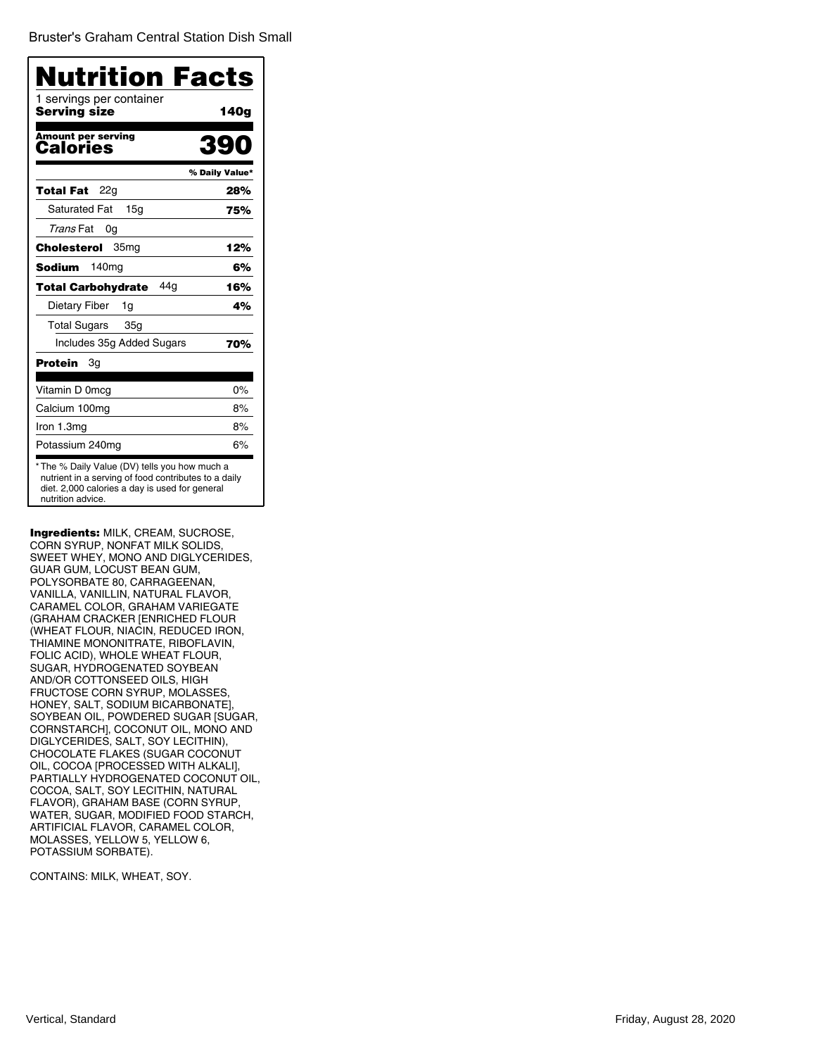Bruster's Graham Central Station Dish Small

# Nutrition Facts

1 servings per container
**Serving size** **140g**

**Amount per serving**
**Calories** **390**

| | % Daily Value* |
|---|---|
| **Total Fat** 22g | **28%** |
| Saturated Fat 15g | **75%** |
| *Trans* Fat 0g | |
| **Cholesterol** 35mg | **12%** |
| **Sodium** 140mg | **6%** |
| **Total Carbohydrate** 44g | **16%** |
| Dietary Fiber 1g | **4%** |
| Total Sugars 35g | |
| Includes 35g Added Sugars | **70%** |
| **Protein** 3g | |
| Vitamin D 0mcg | 0% |
| Calcium 100mg | 8% |
| Iron 1.3mg | 8% |
| Potassium 240mg | 6% |

* The % Daily Value (DV) tells you how much a nutrient in a serving of food contributes to a daily diet. 2,000 calories a day is used for general nutrition advice.

**Ingredients:** MILK, CREAM, SUCROSE, CORN SYRUP, NONFAT MILK SOLIDS, SWEET WHEY, MONO AND DIGLYCERIDES, GUAR GUM, LOCUST BEAN GUM, POLYSORBATE 80, CARRAGEENAN, VANILLA, VANILLIN, NATURAL FLAVOR, CARAMEL COLOR, GRAHAM VARIEGATE (GRAHAM CRACKER [ENRICHED FLOUR (WHEAT FLOUR, NIACIN, REDUCED IRON, THIAMINE MONONITRATE, RIBOFLAVIN, FOLIC ACID), WHOLE WHEAT FLOUR, SUGAR, HYDROGENATED SOYBEAN AND/OR COTTONSEED OILS, HIGH FRUCTOSE CORN SYRUP, MOLASSES, HONEY, SALT, SODIUM BICARBONATE], SOYBEAN OIL, POWDERED SUGAR [SUGAR, CORNSTARCH], COCONUT OIL, MONO AND DIGLYCERIDES, SALT, SOY LECITHIN), CHOCOLATE FLAKES (SUGAR COCONUT OIL, COCOA [PROCESSED WITH ALKALI], PARTIALLY HYDROGENATED COCONUT OIL, COCOA, SALT, SOY LECITHIN, NATURAL FLAVOR), GRAHAM BASE (CORN SYRUP, WATER, SUGAR, MODIFIED FOOD STARCH, ARTIFICIAL FLAVOR, CARAMEL COLOR, MOLASSES, YELLOW 5, YELLOW 6, POTASSIUM SORBATE).

CONTAINS: MILK, WHEAT, SOY.

Vertical, Standard

Friday, August 28, 2020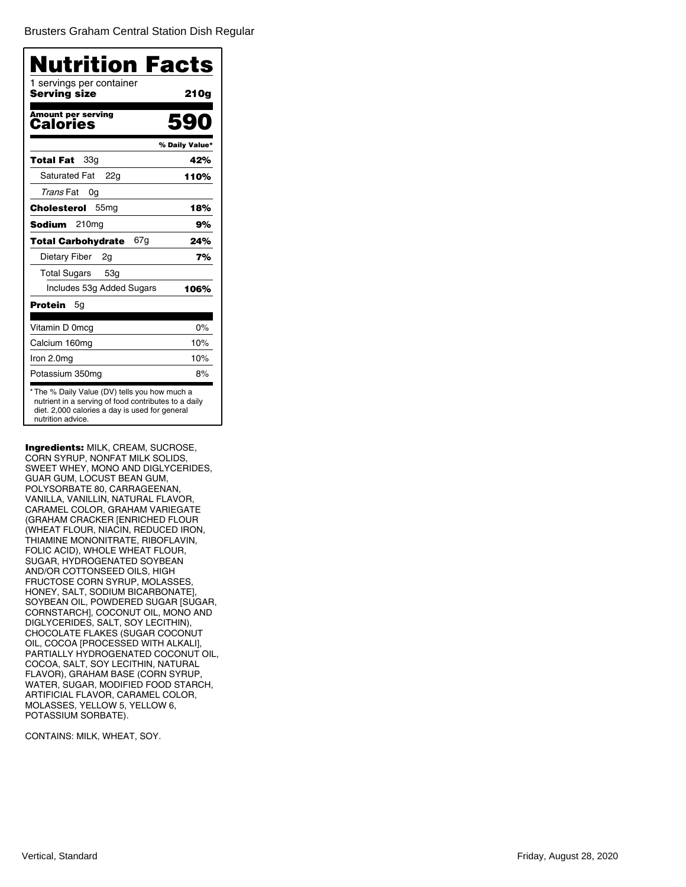Brusters Graham Central Station Dish Regular

# Nutrition Facts

1 servings per container

**Serving size** **210g**

**Amount per serving**

**Calories** **590**

| | % Daily Value* |
|---|---|
| **Total Fat** 33g | **42%** |
| Saturated Fat 22g | **110%** |
| *Trans* Fat 0g | |
| **Cholesterol** 55mg | **18%** |
| **Sodium** 210mg | **9%** |
| **Total Carbohydrate** 67g | **24%** |
| Dietary Fiber 2g | **7%** |
| Total Sugars 53g | |
| Includes 53g Added Sugars | **106%** |
| **Protein** 5g | |
| Vitamin D 0mcg | 0% |
| Calcium 160mg | 10% |
| Iron 2.0mg | 10% |
| Potassium 350mg | 8% |

* The % Daily Value (DV) tells you how much a nutrient in a serving of food contributes to a daily diet. 2,000 calories a day is used for general nutrition advice.

**Ingredients:** MILK, CREAM, SUCROSE, CORN SYRUP, NONFAT MILK SOLIDS, SWEET WHEY, MONO AND DIGLYCERIDES, GUAR GUM, LOCUST BEAN GUM, POLYSORBATE 80, CARRAGEENAN, VANILLA, VANILLIN, NATURAL FLAVOR, CARAMEL COLOR, GRAHAM VARIEGATE (GRAHAM CRACKER [ENRICHED FLOUR (WHEAT FLOUR, NIACIN, REDUCED IRON, THIAMINE MONONITRATE, RIBOFLAVIN, FOLIC ACID), WHOLE WHEAT FLOUR, SUGAR, HYDROGENATED SOYBEAN AND/OR COTTONSEED OILS, HIGH FRUCTOSE CORN SYRUP, MOLASSES, HONEY, SALT, SODIUM BICARBONATE], SOYBEAN OIL, POWDERED SUGAR [SUGAR, CORNSTARCH], COCONUT OIL, MONO AND DIGLYCERIDES, SALT, SOY LECITHIN), CHOCOLATE FLAKES (SUGAR COCONUT OIL, COCOA [PROCESSED WITH ALKALI], PARTIALLY HYDROGENATED COCONUT OIL, COCOA, SALT, SOY LECITHIN, NATURAL FLAVOR), GRAHAM BASE (CORN SYRUP, WATER, SUGAR, MODIFIED FOOD STARCH, ARTIFICIAL FLAVOR, CARAMEL COLOR, MOLASSES, YELLOW 5, YELLOW 6, POTASSIUM SORBATE).

CONTAINS: MILK, WHEAT, SOY.

Vertical, Standard

Friday, August 28, 2020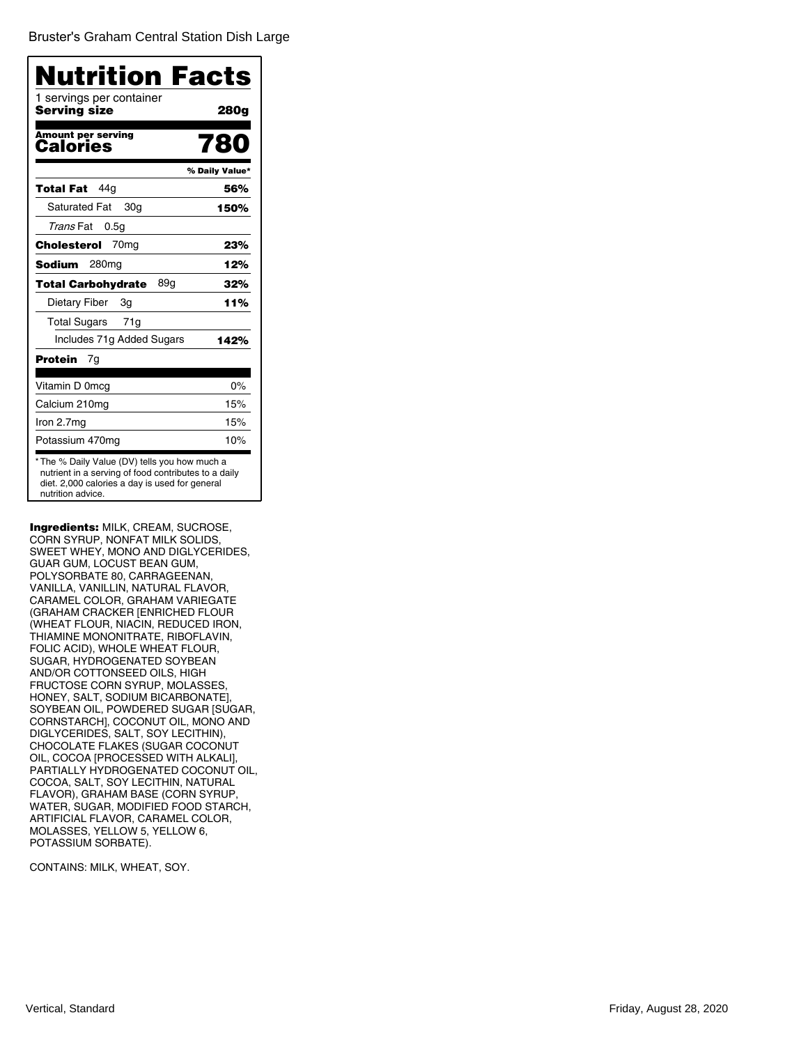Bruster's Graham Central Station Dish Large

# Nutrition Facts

1 servings per container
**Serving size** **280g**

**Amount per serving**
**Calories** **780**

| | % Daily Value* |
|---|---|
| **Total Fat** 44g | **56%** |
| Saturated Fat 30g | **150%** |
| *Trans* Fat 0.5g | |
| **Cholesterol** 70mg | **23%** |
| **Sodium** 280mg | **12%** |
| **Total Carbohydrate** 89g | **32%** |
| Dietary Fiber 3g | **11%** |
| Total Sugars 71g | |
| Includes 71g Added Sugars | **142%** |
| **Protein** 7g | |
| Vitamin D 0mcg | 0% |
| Calcium 210mg | 15% |
| Iron 2.7mg | 15% |
| Potassium 470mg | 10% |

* The % Daily Value (DV) tells you how much a nutrient in a serving of food contributes to a daily diet. 2,000 calories a day is used for general nutrition advice.

**Ingredients:** MILK, CREAM, SUCROSE, CORN SYRUP, NONFAT MILK SOLIDS, SWEET WHEY, MONO AND DIGLYCERIDES, GUAR GUM, LOCUST BEAN GUM, POLYSORBATE 80, CARRAGEENAN, VANILLA, VANILLIN, NATURAL FLAVOR, CARAMEL COLOR, GRAHAM VARIEGATE (GRAHAM CRACKER [ENRICHED FLOUR (WHEAT FLOUR, NIACIN, REDUCED IRON, THIAMINE MONONITRATE, RIBOFLAVIN, FOLIC ACID), WHOLE WHEAT FLOUR, SUGAR, HYDROGENATED SOYBEAN AND/OR COTTONSEED OILS, HIGH FRUCTOSE CORN SYRUP, MOLASSES, HONEY, SALT, SODIUM BICARBONATE], SOYBEAN OIL, POWDERED SUGAR [SUGAR, CORNSTARCH], COCONUT OIL, MONO AND DIGLYCERIDES, SALT, SOY LECITHIN), CHOCOLATE FLAKES (SUGAR COCONUT OIL, COCOA [PROCESSED WITH ALKALI], PARTIALLY HYDROGENATED COCONUT OIL, COCOA, SALT, SOY LECITHIN, NATURAL FLAVOR), GRAHAM BASE (CORN SYRUP, WATER, SUGAR, MODIFIED FOOD STARCH, ARTIFICIAL FLAVOR, CARAMEL COLOR, MOLASSES, YELLOW 5, YELLOW 6, POTASSIUM SORBATE).

CONTAINS: MILK, WHEAT, SOY.

Vertical, Standard

Friday, August 28, 2020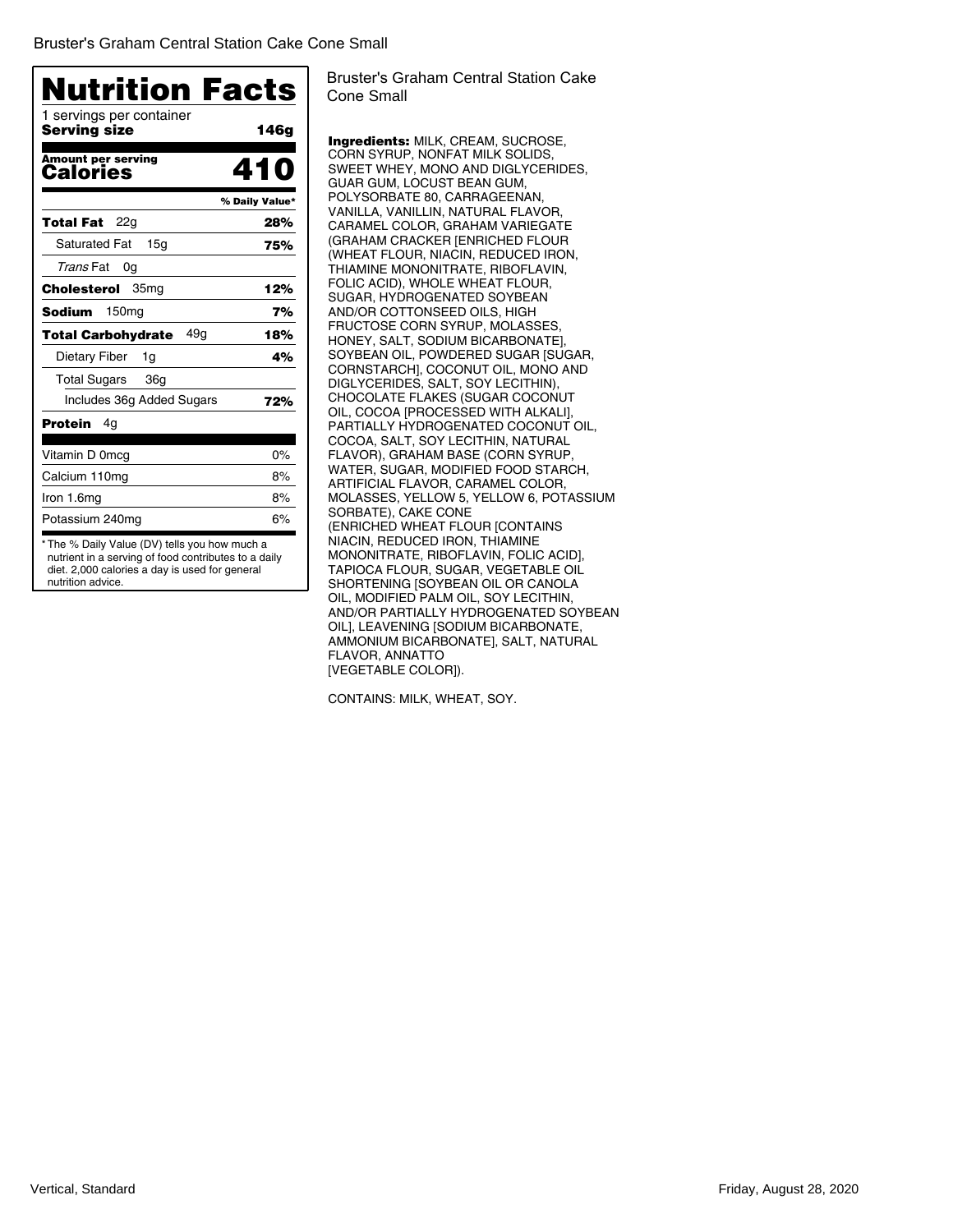Bruster's Graham Central Station Cake Cone Small

# Nutrition Facts

1 servings per container
**Serving size** **146g**

**Amount per serving**
**Calories** **410**

| | % Daily Value* |
|---|---|
| **Total Fat** 22g | **28%** |
| Saturated Fat 15g | **75%** |
| *Trans* Fat 0g | |
| **Cholesterol** 35mg | **12%** |
| **Sodium** 150mg | **7%** |
| **Total Carbohydrate** 49g | **18%** |
| Dietary Fiber 1g | **4%** |
| Total Sugars 36g | |
| Includes 36g Added Sugars | **72%** |
| **Protein** 4g | |
| Vitamin D 0mcg | 0% |
| Calcium 110mg | 8% |
| Iron 1.6mg | 8% |
| Potassium 240mg | 6% |

* The % Daily Value (DV) tells you how much a nutrient in a serving of food contributes to a daily diet. 2,000 calories a day is used for general nutrition advice.

Bruster's Graham Central Station Cake Cone Small

**Ingredients:** MILK, CREAM, SUCROSE, CORN SYRUP, NONFAT MILK SOLIDS, SWEET WHEY, MONO AND DIGLYCERIDES, GUAR GUM, LOCUST BEAN GUM, POLYSORBATE 80, CARRAGEENAN, VANILLA, VANILLIN, NATURAL FLAVOR, CARAMEL COLOR, GRAHAM VARIEGATE (GRAHAM CRACKER [ENRICHED FLOUR (WHEAT FLOUR, NIACIN, REDUCED IRON, THIAMINE MONONITRATE, RIBOFLAVIN, FOLIC ACID), WHOLE WHEAT FLOUR, SUGAR, HYDROGENATED SOYBEAN AND/OR COTTONSEED OILS, HIGH FRUCTOSE CORN SYRUP, MOLASSES, HONEY, SALT, SODIUM BICARBONATE], SOYBEAN OIL, POWDERED SUGAR [SUGAR, CORNSTARCH], COCONUT OIL, MONO AND DIGLYCERIDES, SALT, SOY LECITHIN), CHOCOLATE FLAKES (SUGAR COCONUT OIL, COCOA [PROCESSED WITH ALKALI], PARTIALLY HYDROGENATED COCONUT OIL, COCOA, SALT, SOY LECITHIN, NATURAL FLAVOR), GRAHAM BASE (CORN SYRUP, WATER, SUGAR, MODIFIED FOOD STARCH, ARTIFICIAL FLAVOR, CARAMEL COLOR, MOLASSES, YELLOW 5, YELLOW 6, POTASSIUM SORBATE), CAKE CONE (ENRICHED WHEAT FLOUR [CONTAINS NIACIN, REDUCED IRON, THIAMINE MONONITRATE, RIBOFLAVIN, FOLIC ACID], TAPIOCA FLOUR, SUGAR, VEGETABLE OIL SHORTENING [SOYBEAN OIL OR CANOLA OIL, MODIFIED PALM OIL, SOY LECITHIN, AND/OR PARTIALLY HYDROGENATED SOYBEAN OIL], LEAVENING [SODIUM BICARBONATE, AMMONIUM BICARBONATE], SALT, NATURAL FLAVOR, ANNATTO [VEGETABLE COLOR]).

CONTAINS: MILK, WHEAT, SOY.

Vertical, Standard

Friday, August 28, 2020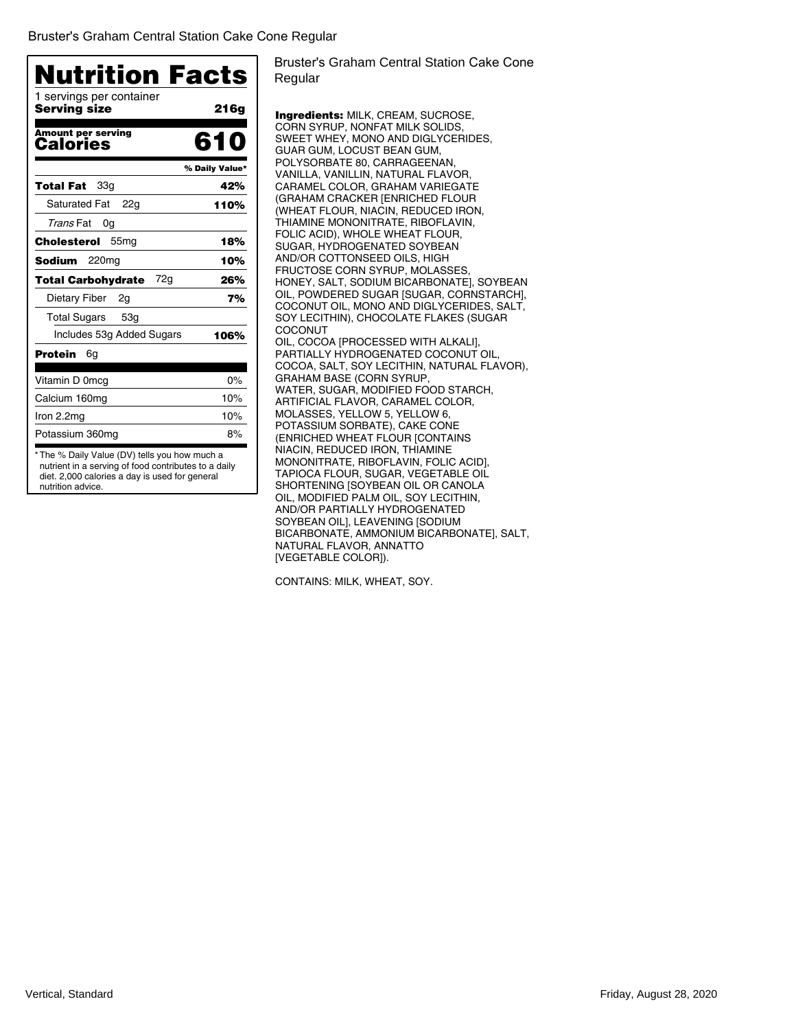Bruster's Graham Central Station Cake Cone Regular

# Nutrition Facts

1 servings per container

| **Serving size** | **216g** |
|---|---|
| **Amount per serving** | |
| **Calories** | **610** |
| | **% Daily Value*** |
| **Total Fat** 33g | **42%** |
| Saturated Fat 22g | **110%** |
| *Trans* Fat 0g | |
| **Cholesterol** 55mg | **18%** |
| **Sodium** 220mg | **10%** |
| **Total Carbohydrate** 72g | **26%** |
| Dietary Fiber 2g | **7%** |
| Total Sugars 53g | |
| Includes 53g Added Sugars | **106%** |
| **Protein** 6g | |
| Vitamin D 0mcg | 0% |
| Calcium 160mg | 10% |
| Iron 2.2mg | 10% |
| Potassium 360mg | 8% |

\* The % Daily Value (DV) tells you how much a nutrient in a serving of food contributes to a daily diet. 2,000 calories a day is used for general nutrition advice.

Bruster's Graham Central Station Cake Cone Regular

**Ingredients:** MILK, CREAM, SUCROSE, CORN SYRUP, NONFAT MILK SOLIDS, SWEET WHEY, MONO AND DIGLYCERIDES, GUAR GUM, LOCUST BEAN GUM, POLYSORBATE 80, CARRAGEENAN, VANILLA, VANILLIN, NATURAL FLAVOR, CARAMEL COLOR, GRAHAM VARIEGATE (GRAHAM CRACKER [ENRICHED FLOUR (WHEAT FLOUR, NIACIN, REDUCED IRON, THIAMINE MONONITRATE, RIBOFLAVIN, FOLIC ACID), WHOLE WHEAT FLOUR, SUGAR, HYDROGENATED SOYBEAN AND/OR COTTONSEED OILS, HIGH FRUCTOSE CORN SYRUP, MOLASSES, HONEY, SALT, SODIUM BICARBONATE], SOYBEAN OIL, POWDERED SUGAR [SUGAR, CORNSTARCH], COCONUT OIL, MONO AND DIGLYCERIDES, SALT, SOY LECITHIN), CHOCOLATE FLAKES (SUGAR COCONUT OIL, COCOA [PROCESSED WITH ALKALI], PARTIALLY HYDROGENATED COCONUT OIL, COCOA, SALT, SOY LECITHIN, NATURAL FLAVOR), GRAHAM BASE (CORN SYRUP, WATER, SUGAR, MODIFIED FOOD STARCH, ARTIFICIAL FLAVOR, CARAMEL COLOR, MOLASSES, YELLOW 5, YELLOW 6, POTASSIUM SORBATE), CAKE CONE (ENRICHED WHEAT FLOUR [CONTAINS NIACIN, REDUCED IRON, THIAMINE MONONITRATE, RIBOFLAVIN, FOLIC ACID], TAPIOCA FLOUR, SUGAR, VEGETABLE OIL SHORTENING [SOYBEAN OIL OR CANOLA OIL, MODIFIED PALM OIL, SOY LECITHIN, AND/OR PARTIALLY HYDROGENATED SOYBEAN OIL], LEAVENING [SODIUM BICARBONATE, AMMONIUM BICARBONATE], SALT, NATURAL FLAVOR, ANNATTO [VEGETABLE COLOR]).

CONTAINS: MILK, WHEAT, SOY.

Vertical, Standard

Friday, August 28, 2020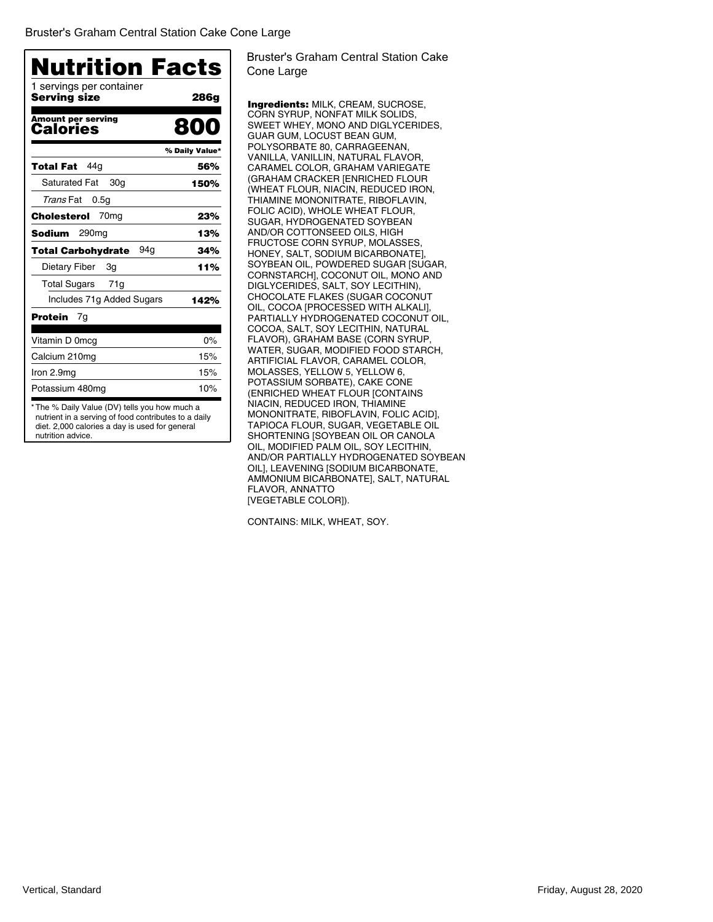# Bruster's Graham Central Station Cake Cone Large

## Nutrition Facts

1 servings per container

| **Serving size** | **286g** |
|---|---|
| **Amount per serving** **Calories** | **800** |
| | **% Daily Value*** |
| **Total Fat** 44g | **56%** |
| Saturated Fat 30g | **150%** |
| *Trans* Fat 0.5g | |
| **Cholesterol** 70mg | **23%** |
| **Sodium** 290mg | **13%** |
| **Total Carbohydrate** 94g | **34%** |
| Dietary Fiber 3g | **11%** |
| Total Sugars 71g | |
| Includes 71g Added Sugars | **142%** |
| **Protein** 7g | |
| Vitamin D 0mcg | 0% |
| Calcium 210mg | 15% |
| Iron 2.9mg | 15% |
| Potassium 480mg | 10% |

* The % Daily Value (DV) tells you how much a nutrient in a serving of food contributes to a daily diet. 2,000 calories a day is used for general nutrition advice.

Bruster's Graham Central Station Cake Cone Large

**Ingredients:** MILK, CREAM, SUCROSE, CORN SYRUP, NONFAT MILK SOLIDS, SWEET WHEY, MONO AND DIGLYCERIDES, GUAR GUM, LOCUST BEAN GUM, POLYSORBATE 80, CARRAGEENAN, VANILLA, VANILLIN, NATURAL FLAVOR, CARAMEL COLOR, GRAHAM VARIEGATE (GRAHAM CRACKER [ENRICHED FLOUR (WHEAT FLOUR, NIACIN, REDUCED IRON, THIAMINE MONONITRATE, RIBOFLAVIN, FOLIC ACID), WHOLE WHEAT FLOUR, SUGAR, HYDROGENATED SOYBEAN AND/OR COTTONSEED OILS, HIGH FRUCTOSE CORN SYRUP, MOLASSES, HONEY, SALT, SODIUM BICARBONATE], SOYBEAN OIL, POWDERED SUGAR [SUGAR, CORNSTARCH], COCONUT OIL, MONO AND DIGLYCERIDES, SALT, SOY LECITHIN), CHOCOLATE FLAKES (SUGAR COCONUT OIL, COCOA [PROCESSED WITH ALKALI], PARTIALLY HYDROGENATED COCONUT OIL, COCOA, SALT, SOY LECITHIN, NATURAL FLAVOR), GRAHAM BASE (CORN SYRUP, WATER, SUGAR, MODIFIED FOOD STARCH, ARTIFICIAL FLAVOR, CARAMEL COLOR, MOLASSES, YELLOW 5, YELLOW 6, POTASSIUM SORBATE), CAKE CONE (ENRICHED WHEAT FLOUR [CONTAINS NIACIN, REDUCED IRON, THIAMINE MONONITRATE, RIBOFLAVIN, FOLIC ACID], TAPIOCA FLOUR, SUGAR, VEGETABLE OIL SHORTENING [SOYBEAN OIL OR CANOLA OIL, MODIFIED PALM OIL, SOY LECITHIN, AND/OR PARTIALLY HYDROGENATED SOYBEAN OIL], LEAVENING [SODIUM BICARBONATE, AMMONIUM BICARBONATE], SALT, NATURAL FLAVOR, ANNATTO [VEGETABLE COLOR]).

CONTAINS: MILK, WHEAT, SOY.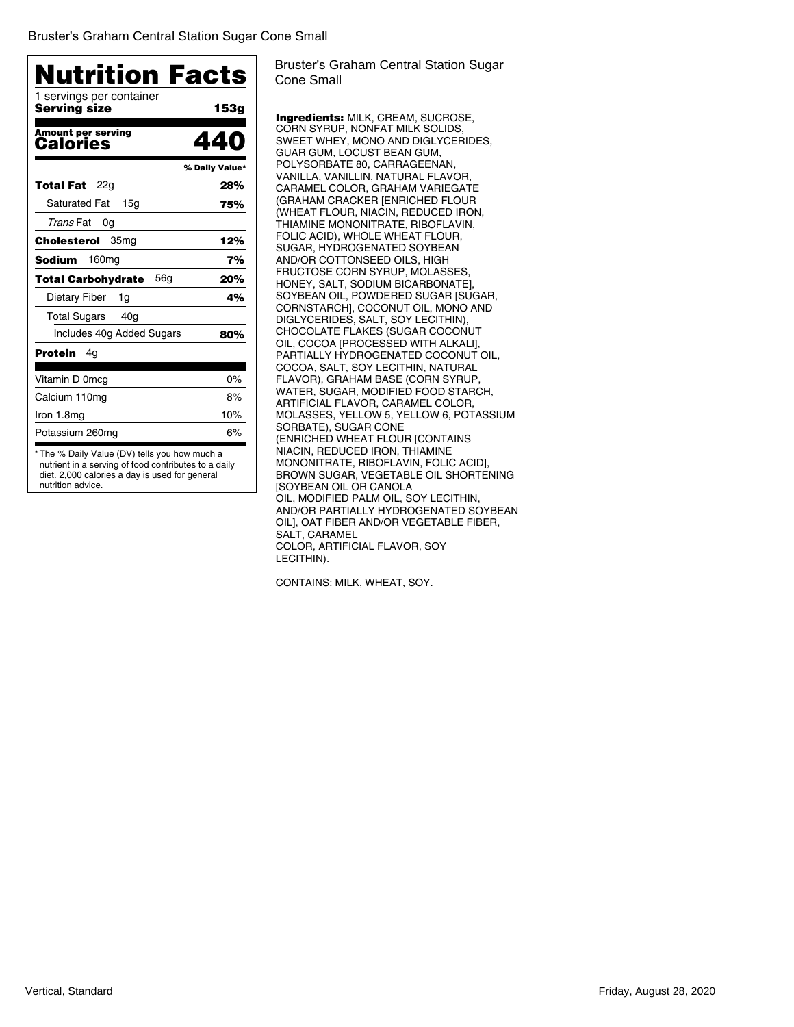Bruster's Graham Central Station Sugar Cone Small

## Nutrition Facts

1 servings per container
**Serving size** **153g**

**Amount per serving**
**Calories** **440**

| | % Daily Value* |
|---|---|
| **Total Fat** 22g | **28%** |
| Saturated Fat 15g | **75%** |
| *Trans* Fat 0g | |
| **Cholesterol** 35mg | **12%** |
| **Sodium** 160mg | **7%** |
| **Total Carbohydrate** 56g | **20%** |
| Dietary Fiber 1g | **4%** |
| Total Sugars 40g | |
| Includes 40g Added Sugars | **80%** |
| **Protein** 4g | |
| Vitamin D 0mcg | 0% |
| Calcium 110mg | 8% |
| Iron 1.8mg | 10% |
| Potassium 260mg | 6% |

* The % Daily Value (DV) tells you how much a nutrient in a serving of food contributes to a daily diet. 2,000 calories a day is used for general nutrition advice.

Bruster's Graham Central Station Sugar Cone Small

**Ingredients:** MILK, CREAM, SUCROSE, CORN SYRUP, NONFAT MILK SOLIDS, SWEET WHEY, MONO AND DIGLYCERIDES, GUAR GUM, LOCUST BEAN GUM, POLYSORBATE 80, CARRAGEENAN, VANILLA, VANILLIN, NATURAL FLAVOR, CARAMEL COLOR, GRAHAM VARIEGATE (GRAHAM CRACKER [ENRICHED FLOUR (WHEAT FLOUR, NIACIN, REDUCED IRON, THIAMINE MONONITRATE, RIBOFLAVIN, FOLIC ACID), WHOLE WHEAT FLOUR, SUGAR, HYDROGENATED SOYBEAN AND/OR COTTONSEED OILS, HIGH FRUCTOSE CORN SYRUP, MOLASSES, HONEY, SALT, SODIUM BICARBONATE], SOYBEAN OIL, POWDERED SUGAR [SUGAR, CORNSTARCH], COCONUT OIL, MONO AND DIGLYCERIDES, SALT, SOY LECITHIN), CHOCOLATE FLAKES (SUGAR COCONUT OIL, COCOA [PROCESSED WITH ALKALI], PARTIALLY HYDROGENATED COCONUT OIL, COCOA, SALT, SOY LECITHIN, NATURAL FLAVOR), GRAHAM BASE (CORN SYRUP, WATER, SUGAR, MODIFIED FOOD STARCH, ARTIFICIAL FLAVOR, CARAMEL COLOR, MOLASSES, YELLOW 5, YELLOW 6, POTASSIUM SORBATE), SUGAR CONE (ENRICHED WHEAT FLOUR [CONTAINS NIACIN, REDUCED IRON, THIAMINE MONONITRATE, RIBOFLAVIN, FOLIC ACID], BROWN SUGAR, VEGETABLE OIL SHORTENING [SOYBEAN OIL OR CANOLA OIL, MODIFIED PALM OIL, SOY LECITHIN, AND/OR PARTIALLY HYDROGENATED SOYBEAN OIL], OAT FIBER AND/OR VEGETABLE FIBER, SALT, CARAMEL COLOR, ARTIFICIAL FLAVOR, SOY LECITHIN).

CONTAINS: MILK, WHEAT, SOY.

Vertical, Standard

Friday, August 28, 2020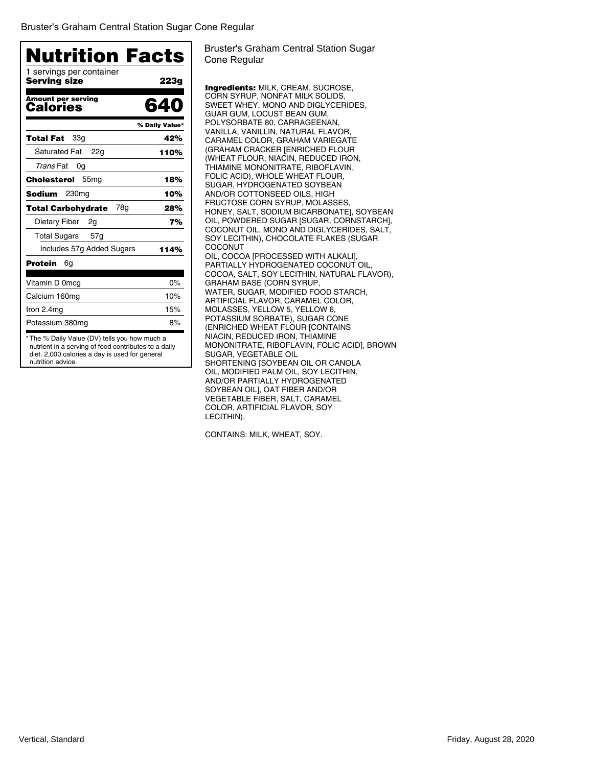Bruster's Graham Central Station Sugar Cone Regular

# Nutrition Facts

1 servings per container

**Serving size** **223g**

| **Amount per serving** | |
|---|---|
| **Calories** | **640** |
| | **% Daily Value*** |
| **Total Fat** 33g | **42%** |
| Saturated Fat 22g | **110%** |
| *Trans* Fat 0g | |
| **Cholesterol** 55mg | **18%** |
| **Sodium** 230mg | **10%** |
| **Total Carbohydrate** 78g | **28%** |
| Dietary Fiber 2g | **7%** |
| Total Sugars 57g | |
| Includes 57g Added Sugars | **114%** |
| **Protein** 6g | |
| Vitamin D 0mcg | 0% |
| Calcium 160mg | 10% |
| Iron 2.4mg | 15% |
| Potassium 380mg | 8% |

* The % Daily Value (DV) tells you how much a nutrient in a serving of food contributes to a daily diet. 2,000 calories a day is used for general nutrition advice.

Bruster's Graham Central Station Sugar Cone Regular

**Ingredients:** MILK, CREAM, SUCROSE, CORN SYRUP, NONFAT MILK SOLIDS, SWEET WHEY, MONO AND DIGLYCERIDES, GUAR GUM, LOCUST BEAN GUM, POLYSORBATE 80, CARRAGEENAN, VANILLA, VANILLIN, NATURAL FLAVOR, CARAMEL COLOR, GRAHAM VARIEGATE (GRAHAM CRACKER [ENRICHED FLOUR (WHEAT FLOUR, NIACIN, REDUCED IRON, THIAMINE MONONITRATE, RIBOFLAVIN, FOLIC ACID), WHOLE WHEAT FLOUR, SUGAR, HYDROGENATED SOYBEAN AND/OR COTTONSEED OILS, HIGH FRUCTOSE CORN SYRUP, MOLASSES, HONEY, SALT, SODIUM BICARBONATE], SOYBEAN OIL, POWDERED SUGAR [SUGAR, CORNSTARCH], COCONUT OIL, MONO AND DIGLYCERIDES, SALT, SOY LECITHIN), CHOCOLATE FLAKES (SUGAR COCONUT OIL, COCOA [PROCESSED WITH ALKALI], PARTIALLY HYDROGENATED COCONUT OIL, COCOA, SALT, SOY LECITHIN, NATURAL FLAVOR), GRAHAM BASE (CORN SYRUP, WATER, SUGAR, MODIFIED FOOD STARCH, ARTIFICIAL FLAVOR, CARAMEL COLOR, MOLASSES, YELLOW 5, YELLOW 6, POTASSIUM SORBATE), SUGAR CONE (ENRICHED WHEAT FLOUR [CONTAINS NIACIN, REDUCED IRON, THIAMINE MONONITRATE, RIBOFLAVIN, FOLIC ACID], BROWN SUGAR, VEGETABLE OIL SHORTENING [SOYBEAN OIL OR CANOLA OIL, MODIFIED PALM OIL, SOY LECITHIN, AND/OR PARTIALLY HYDROGENATED SOYBEAN OIL], OAT FIBER AND/OR VEGETABLE FIBER, SALT, CARAMEL COLOR, ARTIFICIAL FLAVOR, SOY LECITHIN).

CONTAINS: MILK, WHEAT, SOY.

Vertical, Standard

Friday, August 28, 2020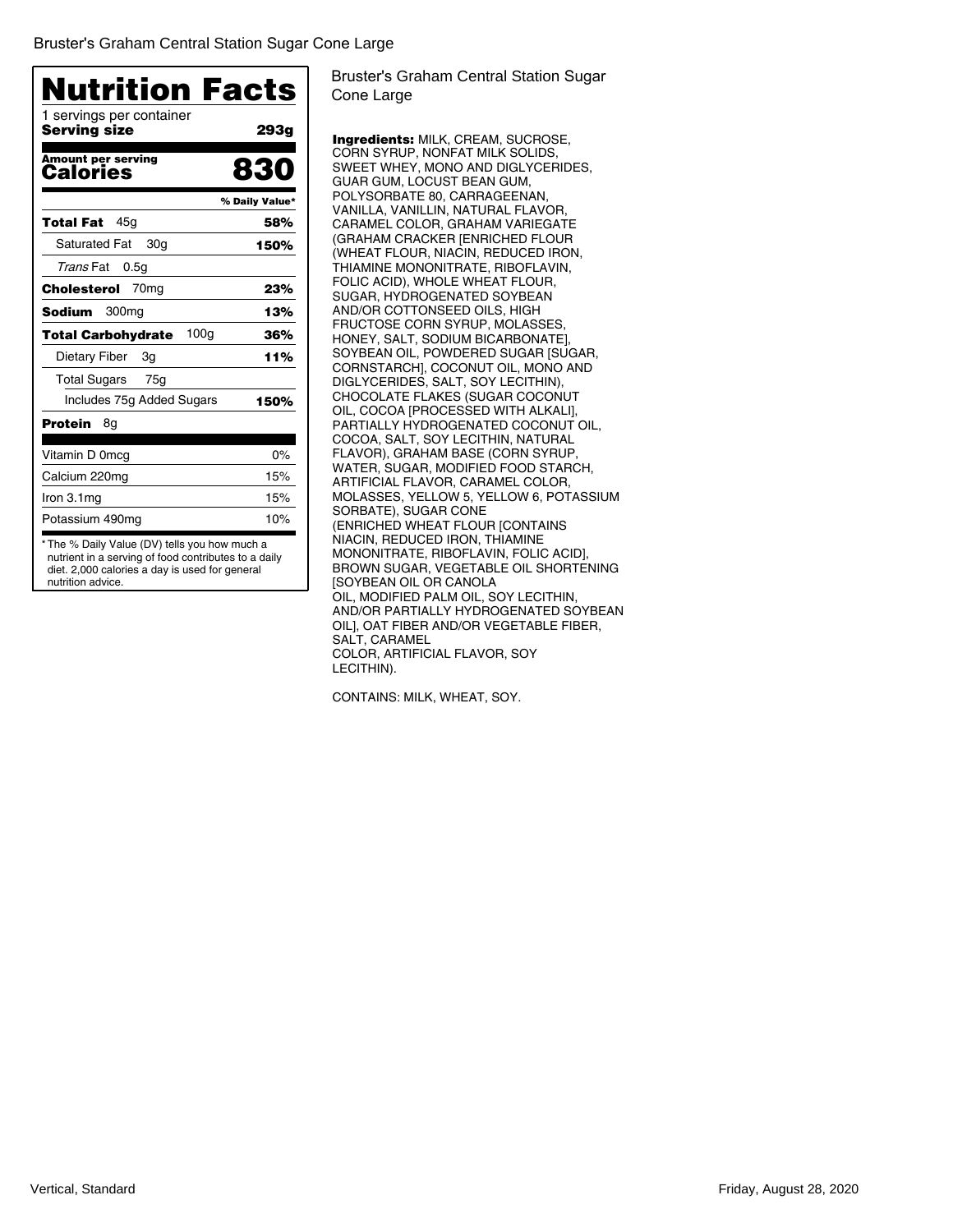Bruster's Graham Central Station Sugar Cone Large

# Nutrition Facts

1 servings per container
**Serving size** **293g**

**Amount per serving**
**Calories** **830**

| | % Daily Value* |
|---|---|
| **Total Fat** 45g | **58%** |
| Saturated Fat 30g | **150%** |
| *Trans* Fat 0.5g | |
| **Cholesterol** 70mg | **23%** |
| **Sodium** 300mg | **13%** |
| **Total Carbohydrate** 100g | **36%** |
| Dietary Fiber 3g | **11%** |
| Total Sugars 75g | |
| Includes 75g Added Sugars | **150%** |
| **Protein** 8g | |
| Vitamin D 0mcg | 0% |
| Calcium 220mg | 15% |
| Iron 3.1mg | 15% |
| Potassium 490mg | 10% |

* The % Daily Value (DV) tells you how much a nutrient in a serving of food contributes to a daily diet. 2,000 calories a day is used for general nutrition advice.

Bruster's Graham Central Station Sugar Cone Large

**Ingredients:** MILK, CREAM, SUCROSE, CORN SYRUP, NONFAT MILK SOLIDS, SWEET WHEY, MONO AND DIGLYCERIDES, GUAR GUM, LOCUST BEAN GUM, POLYSORBATE 80, CARRAGEENAN, VANILLA, VANILLIN, NATURAL FLAVOR, CARAMEL COLOR, GRAHAM VARIEGATE (GRAHAM CRACKER [ENRICHED FLOUR (WHEAT FLOUR, NIACIN, REDUCED IRON, THIAMINE MONONITRATE, RIBOFLAVIN, FOLIC ACID), WHOLE WHEAT FLOUR, SUGAR, HYDROGENATED SOYBEAN AND/OR COTTONSEED OILS, HIGH FRUCTOSE CORN SYRUP, MOLASSES, HONEY, SALT, SODIUM BICARBONATE], SOYBEAN OIL, POWDERED SUGAR [SUGAR, CORNSTARCH], COCONUT OIL, MONO AND DIGLYCERIDES, SALT, SOY LECITHIN), CHOCOLATE FLAKES (SUGAR COCONUT OIL, COCOA [PROCESSED WITH ALKALI], PARTIALLY HYDROGENATED COCONUT OIL, COCOA, SALT, SOY LECITHIN, NATURAL FLAVOR), GRAHAM BASE (CORN SYRUP, WATER, SUGAR, MODIFIED FOOD STARCH, ARTIFICIAL FLAVOR, CARAMEL COLOR, MOLASSES, YELLOW 5, YELLOW 6, POTASSIUM SORBATE), SUGAR CONE (ENRICHED WHEAT FLOUR [CONTAINS NIACIN, REDUCED IRON, THIAMINE MONONITRATE, RIBOFLAVIN, FOLIC ACID], BROWN SUGAR, VEGETABLE OIL SHORTENING [SOYBEAN OIL OR CANOLA OIL, MODIFIED PALM OIL, SOY LECITHIN, AND/OR PARTIALLY HYDROGENATED SOYBEAN OIL], OAT FIBER AND/OR VEGETABLE FIBER, SALT, CARAMEL COLOR, ARTIFICIAL FLAVOR, SOY LECITHIN).

CONTAINS: MILK, WHEAT, SOY.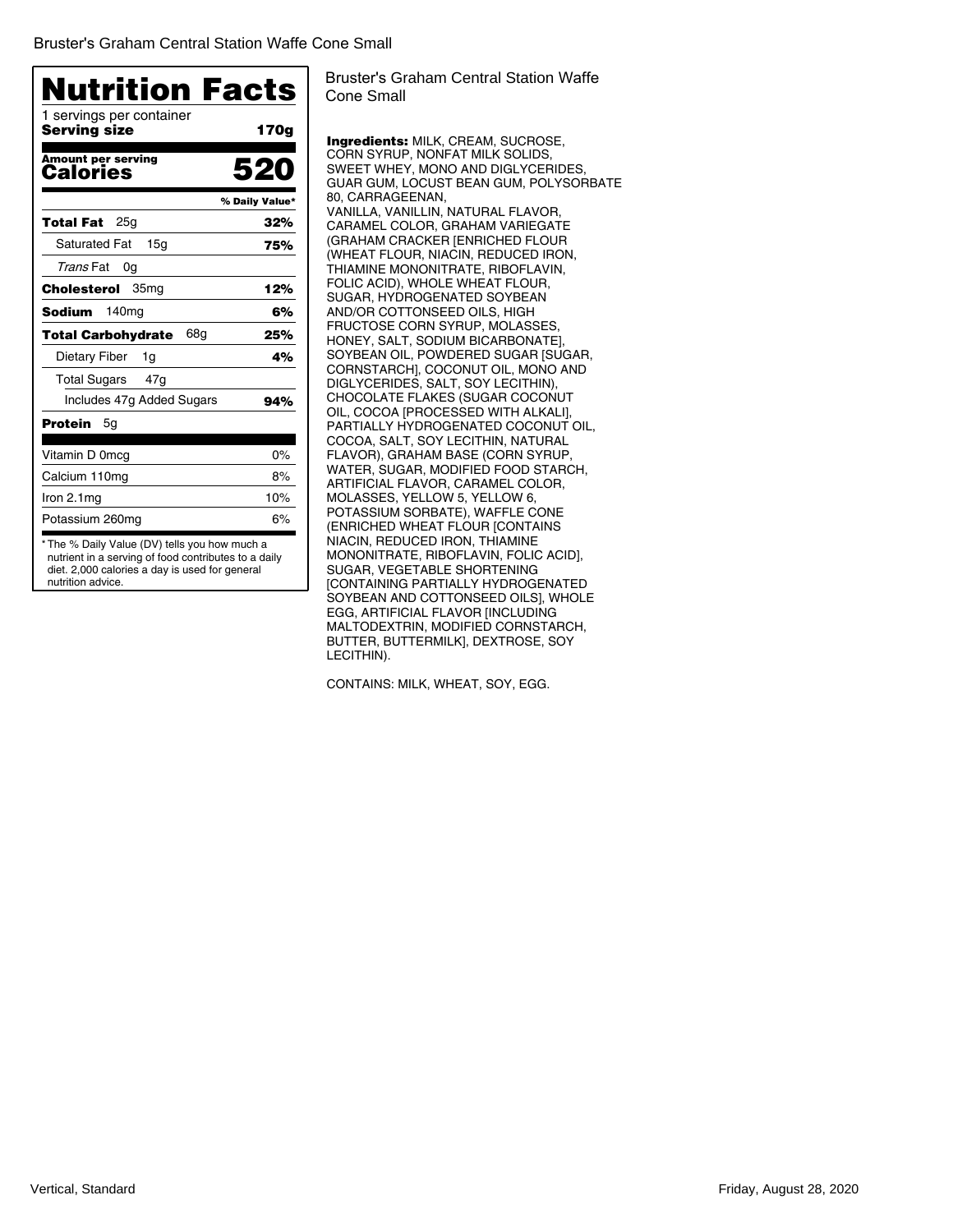Bruster's Graham Central Station Waffe Cone Small

# Nutrition Facts

1 servings per container
**Serving size** **170g**

**Amount per serving**
**Calories** **520**

| | % Daily Value* |
|---|---|
| **Total Fat** 25g | **32%** |
| Saturated Fat 15g | **75%** |
| *Trans* Fat 0g | |
| **Cholesterol** 35mg | **12%** |
| **Sodium** 140mg | **6%** |
| **Total Carbohydrate** 68g | **25%** |
| Dietary Fiber 1g | **4%** |
| Total Sugars 47g | |
| Includes 47g Added Sugars | **94%** |
| **Protein** 5g | |
| Vitamin D 0mcg | 0% |
| Calcium 110mg | 8% |
| Iron 2.1mg | 10% |
| Potassium 260mg | 6% |

* The % Daily Value (DV) tells you how much a nutrient in a serving of food contributes to a daily diet. 2,000 calories a day is used for general nutrition advice.

Bruster's Graham Central Station Waffe Cone Small

**Ingredients:** MILK, CREAM, SUCROSE, CORN SYRUP, NONFAT MILK SOLIDS, SWEET WHEY, MONO AND DIGLYCERIDES, GUAR GUM, LOCUST BEAN GUM, POLYSORBATE 80, CARRAGEENAN, VANILLA, VANILLIN, NATURAL FLAVOR, CARAMEL COLOR, GRAHAM VARIEGATE (GRAHAM CRACKER [ENRICHED FLOUR (WHEAT FLOUR, NIACIN, REDUCED IRON, THIAMINE MONONITRATE, RIBOFLAVIN, FOLIC ACID), WHOLE WHEAT FLOUR, SUGAR, HYDROGENATED SOYBEAN AND/OR COTTONSEED OILS, HIGH FRUCTOSE CORN SYRUP, MOLASSES, HONEY, SALT, SODIUM BICARBONATE], SOYBEAN OIL, POWDERED SUGAR [SUGAR, CORNSTARCH], COCONUT OIL, MONO AND DIGLYCERIDES, SALT, SOY LECITHIN), CHOCOLATE FLAKES (SUGAR COCONUT OIL, COCOA [PROCESSED WITH ALKALI], PARTIALLY HYDROGENATED COCONUT OIL, COCOA, SALT, SOY LECITHIN, NATURAL FLAVOR), GRAHAM BASE (CORN SYRUP, WATER, SUGAR, MODIFIED FOOD STARCH, ARTIFICIAL FLAVOR, CARAMEL COLOR, MOLASSES, YELLOW 5, YELLOW 6, POTASSIUM SORBATE), WAFFLE CONE (ENRICHED WHEAT FLOUR [CONTAINS NIACIN, REDUCED IRON, THIAMINE MONONITRATE, RIBOFLAVIN, FOLIC ACID], SUGAR, VEGETABLE SHORTENING [CONTAINING PARTIALLY HYDROGENATED SOYBEAN AND COTTONSEED OILS], WHOLE EGG, ARTIFICIAL FLAVOR [INCLUDING MALTODEXTRIN, MODIFIED CORNSTARCH, BUTTER, BUTTERMILK], DEXTROSE, SOY LECITHIN).

CONTAINS: MILK, WHEAT, SOY, EGG.

Vertical, Standard

Friday, August 28, 2020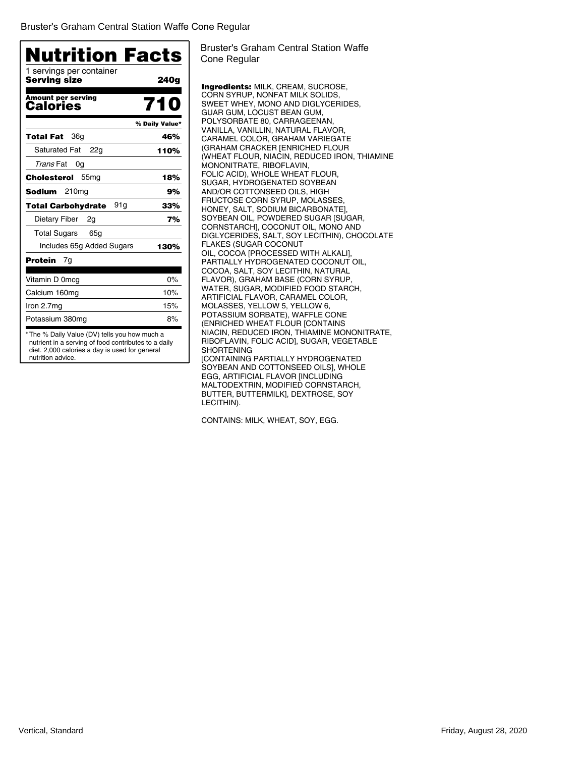Bruster's Graham Central Station Waffe Cone Regular

# Nutrition Facts

1 servings per container

**Serving size** **240g**

**Amount per serving**
**Calories** **710**

| | % Daily Value* |
|---|---|
| **Total Fat** 36g | **46%** |
| Saturated Fat 22g | **110%** |
| *Trans* Fat 0g | |
| **Cholesterol** 55mg | **18%** |
| **Sodium** 210mg | **9%** |
| **Total Carbohydrate** 91g | **33%** |
| Dietary Fiber 2g | **7%** |
| Total Sugars 65g | |
| Includes 65g Added Sugars | **130%** |
| **Protein** 7g | |
| Vitamin D 0mcg | 0% |
| Calcium 160mg | 10% |
| Iron 2.7mg | 15% |
| Potassium 380mg | 8% |

* The % Daily Value (DV) tells you how much a nutrient in a serving of food contributes to a daily diet. 2,000 calories a day is used for general nutrition advice.

Bruster's Graham Central Station Waffe Cone Regular

**Ingredients:** MILK, CREAM, SUCROSE, CORN SYRUP, NONFAT MILK SOLIDS, SWEET WHEY, MONO AND DIGLYCERIDES, GUAR GUM, LOCUST BEAN GUM, POLYSORBATE 80, CARRAGEENAN, VANILLA, VANILLIN, NATURAL FLAVOR, CARAMEL COLOR, GRAHAM VARIEGATE (GRAHAM CRACKER [ENRICHED FLOUR (WHEAT FLOUR, NIACIN, REDUCED IRON, THIAMINE MONONITRATE, RIBOFLAVIN, FOLIC ACID), WHOLE WHEAT FLOUR, SUGAR, HYDROGENATED SOYBEAN AND/OR COTTONSEED OILS, HIGH FRUCTOSE CORN SYRUP, MOLASSES, HONEY, SALT, SODIUM BICARBONATE], SOYBEAN OIL, POWDERED SUGAR [SUGAR, CORNSTARCH], COCONUT OIL, MONO AND DIGLYCERIDES, SALT, SOY LECITHIN), CHOCOLATE FLAKES (SUGAR COCONUT OIL, COCOA [PROCESSED WITH ALKALI], PARTIALLY HYDROGENATED COCONUT OIL, COCOA, SALT, SOY LECITHIN, NATURAL FLAVOR), GRAHAM BASE (CORN SYRUP, WATER, SUGAR, MODIFIED FOOD STARCH, ARTIFICIAL FLAVOR, CARAMEL COLOR, MOLASSES, YELLOW 5, YELLOW 6, POTASSIUM SORBATE), WAFFLE CONE (ENRICHED WHEAT FLOUR [CONTAINS NIACIN, REDUCED IRON, THIAMINE MONONITRATE, RIBOFLAVIN, FOLIC ACID], SUGAR, VEGETABLE SHORTENING [CONTAINING PARTIALLY HYDROGENATED SOYBEAN AND COTTONSEED OILS], WHOLE EGG, ARTIFICIAL FLAVOR [INCLUDING MALTODEXTRIN, MODIFIED CORNSTARCH, BUTTER, BUTTERMILK], DEXTROSE, SOY LECITHIN).

CONTAINS: MILK, WHEAT, SOY, EGG.

Vertical, Standard

Friday, August 28, 2020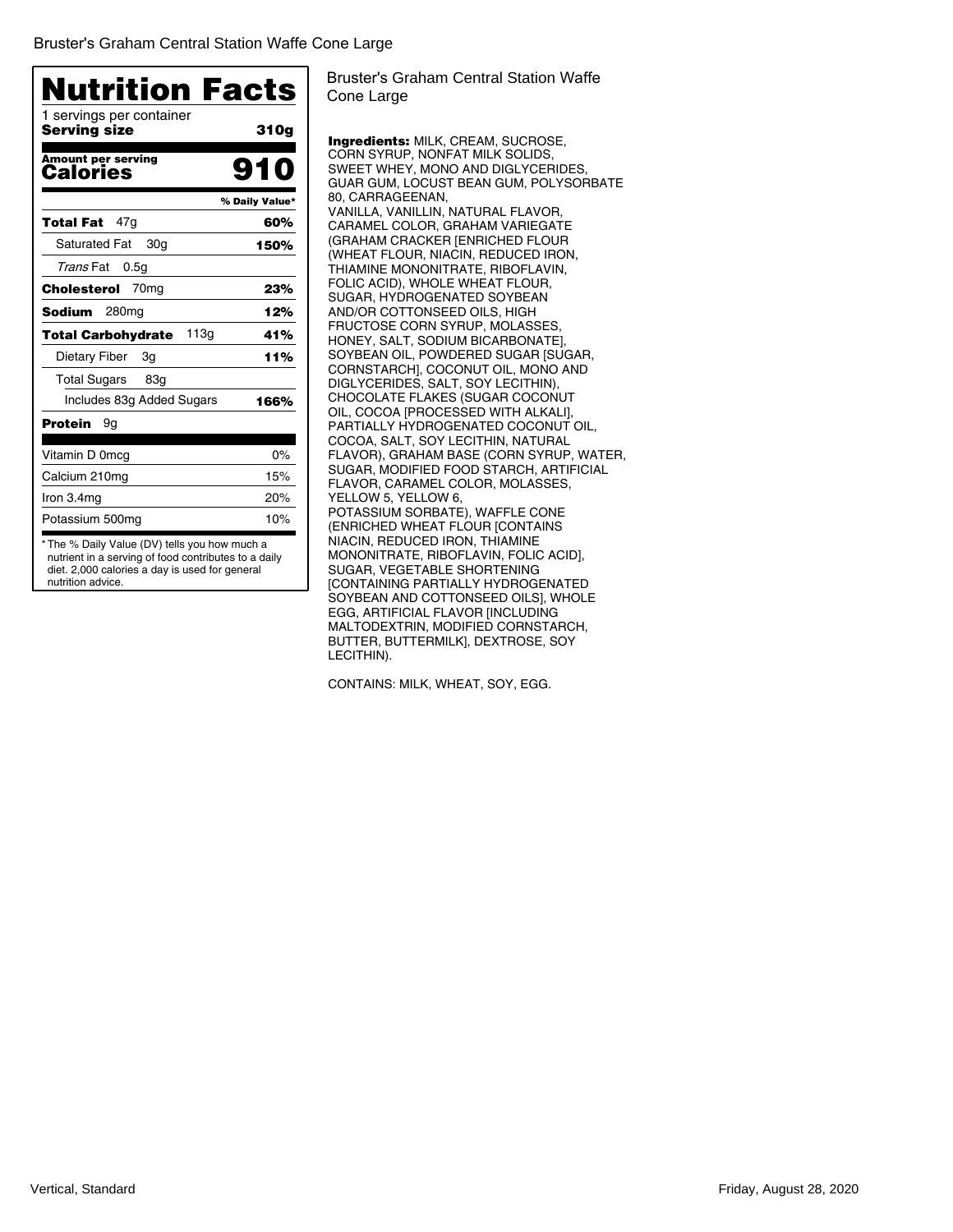Bruster's Graham Central Station Waffe Cone Large

# Nutrition Facts

1 servings per container

**Serving size** **310g**

**Amount per serving**
**Calories** **910**

| | % Daily Value* |
|---|---|
| **Total Fat** 47g | **60%** |
| Saturated Fat 30g | **150%** |
| *Trans* Fat 0.5g | |
| **Cholesterol** 70mg | **23%** |
| **Sodium** 280mg | **12%** |
| **Total Carbohydrate** 113g | **41%** |
| Dietary Fiber 3g | **11%** |
| Total Sugars 83g | |
| Includes 83g Added Sugars | **166%** |
| **Protein** 9g | |
| Vitamin D 0mcg | 0% |
| Calcium 210mg | 15% |
| Iron 3.4mg | 20% |
| Potassium 500mg | 10% |

* The % Daily Value (DV) tells you how much a nutrient in a serving of food contributes to a daily diet. 2,000 calories a day is used for general nutrition advice.

Bruster's Graham Central Station Waffe Cone Large

**Ingredients:** MILK, CREAM, SUCROSE, CORN SYRUP, NONFAT MILK SOLIDS, SWEET WHEY, MONO AND DIGLYCERIDES, GUAR GUM, LOCUST BEAN GUM, POLYSORBATE 80, CARRAGEENAN, VANILLA, VANILLIN, NATURAL FLAVOR, CARAMEL COLOR, GRAHAM VARIEGATE (GRAHAM CRACKER [ENRICHED FLOUR (WHEAT FLOUR, NIACIN, REDUCED IRON, THIAMINE MONONITRATE, RIBOFLAVIN, FOLIC ACID), WHOLE WHEAT FLOUR, SUGAR, HYDROGENATED SOYBEAN AND/OR COTTONSEED OILS, HIGH FRUCTOSE CORN SYRUP, MOLASSES, HONEY, SALT, SODIUM BICARBONATE], SOYBEAN OIL, POWDERED SUGAR [SUGAR, CORNSTARCH], COCONUT OIL, MONO AND DIGLYCERIDES, SALT, SOY LECITHIN), CHOCOLATE FLAKES (SUGAR COCONUT OIL, COCOA [PROCESSED WITH ALKALI], PARTIALLY HYDROGENATED COCONUT OIL, COCOA, SALT, SOY LECITHIN, NATURAL FLAVOR), GRAHAM BASE (CORN SYRUP, WATER, SUGAR, MODIFIED FOOD STARCH, ARTIFICIAL FLAVOR, CARAMEL COLOR, MOLASSES, YELLOW 5, YELLOW 6, POTASSIUM SORBATE), WAFFLE CONE (ENRICHED WHEAT FLOUR [CONTAINS NIACIN, REDUCED IRON, THIAMINE MONONITRATE, RIBOFLAVIN, FOLIC ACID], SUGAR, VEGETABLE SHORTENING [CONTAINING PARTIALLY HYDROGENATED SOYBEAN AND COTTONSEED OILS], WHOLE EGG, ARTIFICIAL FLAVOR [INCLUDING MALTODEXTRIN, MODIFIED CORNSTARCH, BUTTER, BUTTERMILK], DEXTROSE, SOY LECITHIN).

CONTAINS: MILK, WHEAT, SOY, EGG.

Vertical, Standard

Friday, August 28, 2020